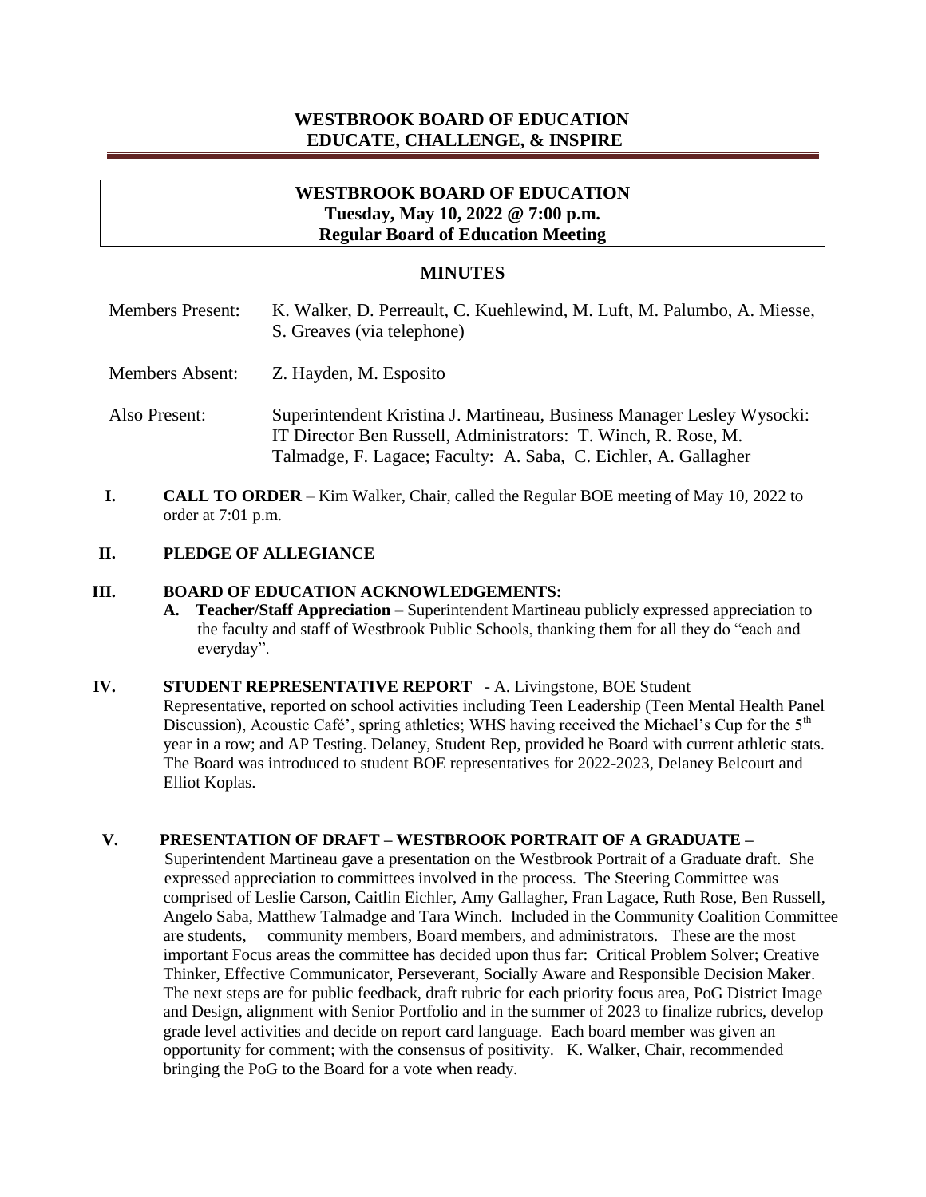# WESTBROOK BOARD OF EDUCATION
## EDUCATE, CHALLENGE, & INSPIRE

**WESTBROOK BOARD OF EDUCATION**
**Tuesday, May 10, 2022 @ 7:00 p.m.**
**Regular Board of Education Meeting**

## MINUTES

Members Present: K. Walker, D. Perreault, C. Kuehlewind, M. Luft, M. Palumbo, A. Miesse, S. Greaves (via telephone)

Members Absent: Z. Hayden, M. Esposito

Also Present: Superintendent Kristina J. Martineau, Business Manager Lesley Wysocki: IT Director Ben Russell, Administrators: T. Winch, R. Rose, M. Talmadge, F. Lagace; Faculty: A. Saba, C. Eichler, A. Gallagher

**I. CALL TO ORDER** – Kim Walker, Chair, called the Regular BOE meeting of May 10, 2022 to order at 7:01 p.m.

**II. PLEDGE OF ALLEGIANCE**

**III. BOARD OF EDUCATION ACKNOWLEDGEMENTS:**

**A. Teacher/Staff Appreciation** – Superintendent Martineau publicly expressed appreciation to the faculty and staff of Westbrook Public Schools, thanking them for all they do "each and everyday".

**IV. STUDENT REPRESENTATIVE REPORT** - A. Livingstone, BOE Student Representative, reported on school activities including Teen Leadership (Teen Mental Health Panel Discussion), Acoustic Café', spring athletics; WHS having received the Michael's Cup for the 5th year in a row; and AP Testing. Delaney, Student Rep, provided he Board with current athletic stats. The Board was introduced to student BOE representatives for 2022-2023, Delaney Belcourt and Elliot Koplas.

**V. PRESENTATION OF DRAFT – WESTBROOK PORTRAIT OF A GRADUATE –** Superintendent Martineau gave a presentation on the Westbrook Portrait of a Graduate draft. She expressed appreciation to committees involved in the process. The Steering Committee was comprised of Leslie Carson, Caitlin Eichler, Amy Gallagher, Fran Lagace, Ruth Rose, Ben Russell, Angelo Saba, Matthew Talmadge and Tara Winch. Included in the Community Coalition Committee are students, community members, Board members, and administrators. These are the most important Focus areas the committee has decided upon thus far: Critical Problem Solver; Creative Thinker, Effective Communicator, Perseverant, Socially Aware and Responsible Decision Maker. The next steps are for public feedback, draft rubric for each priority focus area, PoG District Image and Design, alignment with Senior Portfolio and in the summer of 2023 to finalize rubrics, develop grade level activities and decide on report card language. Each board member was given an opportunity for comment; with the consensus of positivity. K. Walker, Chair, recommended bringing the PoG to the Board for a vote when ready.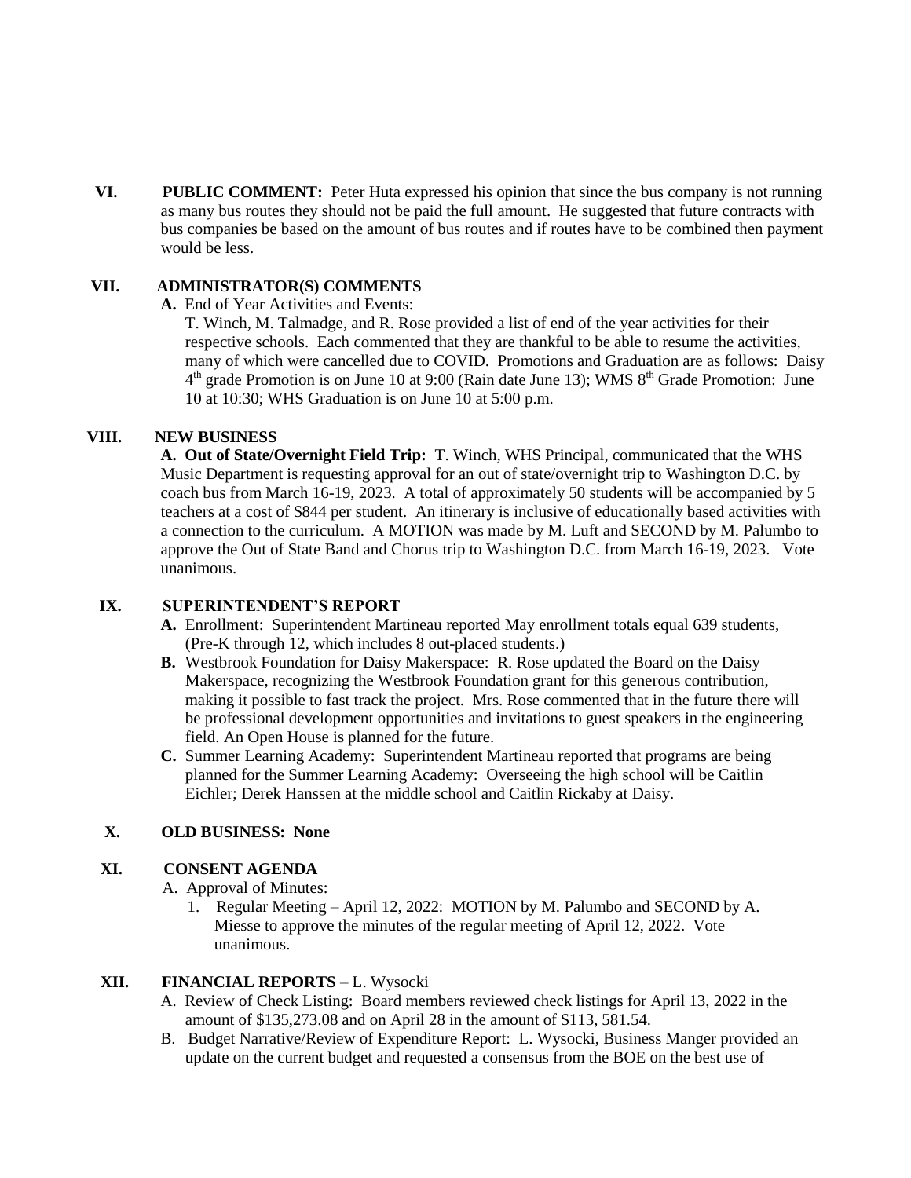**VI. PUBLIC COMMENT:** Peter Huta expressed his opinion that since the bus company is not running as many bus routes they should not be paid the full amount. He suggested that future contracts with bus companies be based on the amount of bus routes and if routes have to be combined then payment would be less.

**VII. ADMINISTRATOR(S) COMMENTS**

**A.** End of Year Activities and Events:

T. Winch, M. Talmadge, and R. Rose provided a list of end of the year activities for their respective schools. Each commented that they are thankful to be able to resume the activities, many of which were cancelled due to COVID. Promotions and Graduation are as follows: Daisy 4th grade Promotion is on June 10 at 9:00 (Rain date June 13); WMS 8th Grade Promotion: June 10 at 10:30; WHS Graduation is on June 10 at 5:00 p.m.

**VIII. NEW BUSINESS**

**A. Out of State/Overnight Field Trip:** T. Winch, WHS Principal, communicated that the WHS Music Department is requesting approval for an out of state/overnight trip to Washington D.C. by coach bus from March 16-19, 2023. A total of approximately 50 students will be accompanied by 5 teachers at a cost of $844 per student. An itinerary is inclusive of educationally based activities with a connection to the curriculum. A MOTION was made by M. Luft and SECOND by M. Palumbo to approve the Out of State Band and Chorus trip to Washington D.C. from March 16-19, 2023. Vote unanimous.

**IX. SUPERINTENDENT'S REPORT**

**A.** Enrollment: Superintendent Martineau reported May enrollment totals equal 639 students, (Pre-K through 12, which includes 8 out-placed students.)

**B.** Westbrook Foundation for Daisy Makerspace: R. Rose updated the Board on the Daisy Makerspace, recognizing the Westbrook Foundation grant for this generous contribution, making it possible to fast track the project. Mrs. Rose commented that in the future there will be professional development opportunities and invitations to guest speakers in the engineering field. An Open House is planned for the future.

**C.** Summer Learning Academy: Superintendent Martineau reported that programs are being planned for the Summer Learning Academy: Overseeing the high school will be Caitlin Eichler; Derek Hanssen at the middle school and Caitlin Rickaby at Daisy.

**X. OLD BUSINESS: None**

**XI. CONSENT AGENDA**

A. Approval of Minutes:

1. Regular Meeting – April 12, 2022: MOTION by M. Palumbo and SECOND by A. Miesse to approve the minutes of the regular meeting of April 12, 2022. Vote unanimous.

**XII. FINANCIAL REPORTS** – L. Wysocki

A. Review of Check Listing: Board members reviewed check listings for April 13, 2022 in the amount of $135,273.08 and on April 28 in the amount of $113, 581.54.

B. Budget Narrative/Review of Expenditure Report: L. Wysocki, Business Manger provided an update on the current budget and requested a consensus from the BOE on the best use of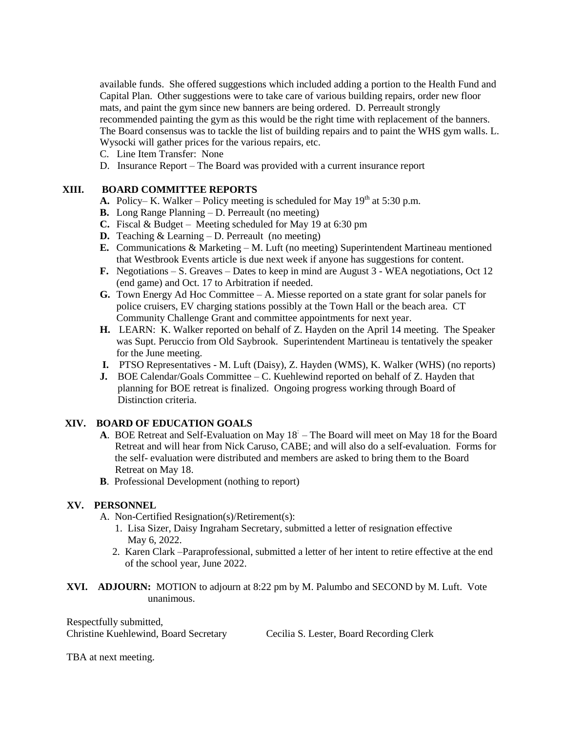available funds. She offered suggestions which included adding a portion to the Health Fund and Capital Plan. Other suggestions were to take care of various building repairs, order new floor mats, and paint the gym since new banners are being ordered. D. Perreault strongly recommended painting the gym as this would be the right time with replacement of the banners. The Board consensus was to tackle the list of building repairs and to paint the WHS gym walls. L. Wysocki will gather prices for the various repairs, etc.

C. Line Item Transfer: None
D. Insurance Report – The Board was provided with a current insurance report

## XIII. BOARD COMMITTEE REPORTS

**A.** Policy– K. Walker – Policy meeting is scheduled for May 19th at 5:30 p.m.
**B.** Long Range Planning – D. Perreault (no meeting)
**C.** Fiscal & Budget – Meeting scheduled for May 19 at 6:30 pm
**D.** Teaching & Learning – D. Perreault (no meeting)
**E.** Communications & Marketing – M. Luft (no meeting) Superintendent Martineau mentioned that Westbrook Events article is due next week if anyone has suggestions for content.
**F.** Negotiations – S. Greaves – Dates to keep in mind are August 3 - WEA negotiations, Oct 12 (end game) and Oct. 17 to Arbitration if needed.
**G.** Town Energy Ad Hoc Committee – A. Miesse reported on a state grant for solar panels for police cruisers, EV charging stations possibly at the Town Hall or the beach area. CT Community Challenge Grant and committee appointments for next year.
**H.** LEARN: K. Walker reported on behalf of Z. Hayden on the April 14 meeting. The Speaker was Supt. Peruccio from Old Saybrook. Superintendent Martineau is tentatively the speaker for the June meeting.
**I.** PTSO Representatives - M. Luft (Daisy), Z. Hayden (WMS), K. Walker (WHS) (no reports)
**J.** BOE Calendar/Goals Committee – C. Kuehlewind reported on behalf of Z. Hayden that planning for BOE retreat is finalized. Ongoing progress working through Board of Distinction criteria.

## XIV. BOARD OF EDUCATION GOALS

**A**. BOE Retreat and Self-Evaluation on May 18: – The Board will meet on May 18 for the Board Retreat and will hear from Nick Caruso, CABE; and will also do a self-evaluation. Forms for the self- evaluation were distributed and members are asked to bring them to the Board Retreat on May 18.
**B**. Professional Development (nothing to report)

## XV. PERSONNEL

A. Non-Certified Resignation(s)/Retirement(s):
1. Lisa Sizer, Daisy Ingraham Secretary, submitted a letter of resignation effective May 6, 2022.
2. Karen Clark –Paraprofessional, submitted a letter of her intent to retire effective at the end of the school year, June 2022.

**XVI. ADJOURN:** MOTION to adjourn at 8:22 pm by M. Palumbo and SECOND by M. Luft. Vote unanimous.

Respectfully submitted,
Christine Kuehlewind, Board Secretary Cecilia S. Lester, Board Recording Clerk

TBA at next meeting.